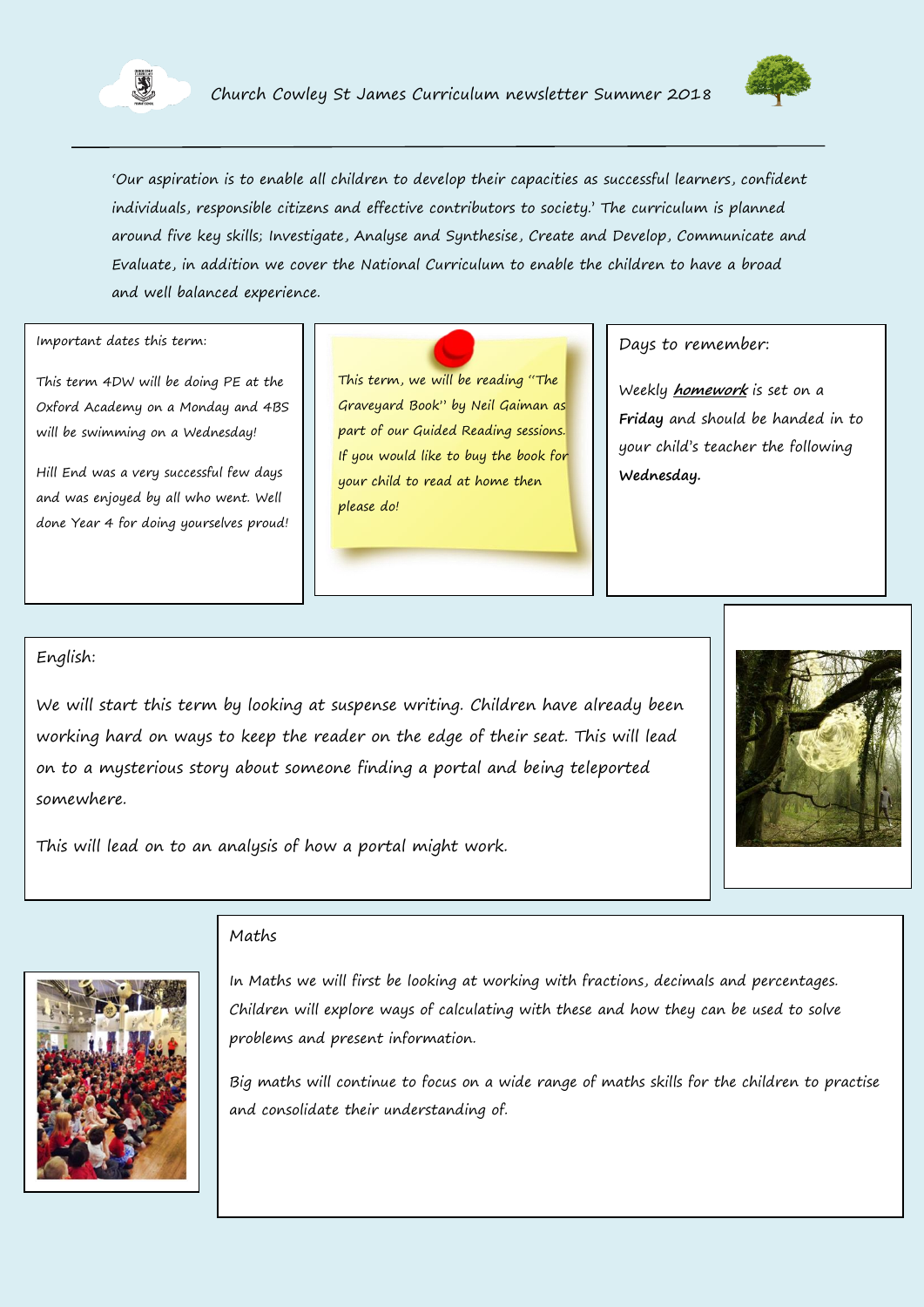# Church Cowley St James Curriculum newsletter Summer 2018

'Our aspiration is to enable all children to develop their capacities as successful learners, confident individuals, responsible citizens and effective contributors to society.' The curriculum is planned around five key skills; Investigate, Analyse and Synthesise, Create and Develop, Communicate and Evaluate, in addition we cover the National Curriculum to enable the children to have a broad and well balanced experience.

## Important dates this term:

This term 4DW will be doing PE at the Oxford Academy on a Monday and 4BS will be swimming on a Wednesday!

Hill End was a very successful few days and was enjoyed by all who went. Well done Year 4 for doing yourselves proud!

This term, we will be reading "The Graveyard Book" by Neil Gaiman as part of our Guided Reading sessions. If you would like to buy the book for your child to read at home then please do!

## Days to remember:

Weekly ***homework*** is set on a **Friday** and should be handed in to your child's teacher the following **Wednesday.**

## English:

We will start this term by looking at suspense writing. Children have already been working hard on ways to keep the reader on the edge of their seat. This will lead on to a mysterious story about someone finding a portal and being teleported somewhere.

This will lead on to an analysis of how a portal might work.

## Maths

In Maths we will first be looking at working with fractions, decimals and percentages. Children will explore ways of calculating with these and how they can be used to solve problems and present information.

Big maths will continue to focus on a wide range of maths skills for the children to practise and consolidate their understanding of.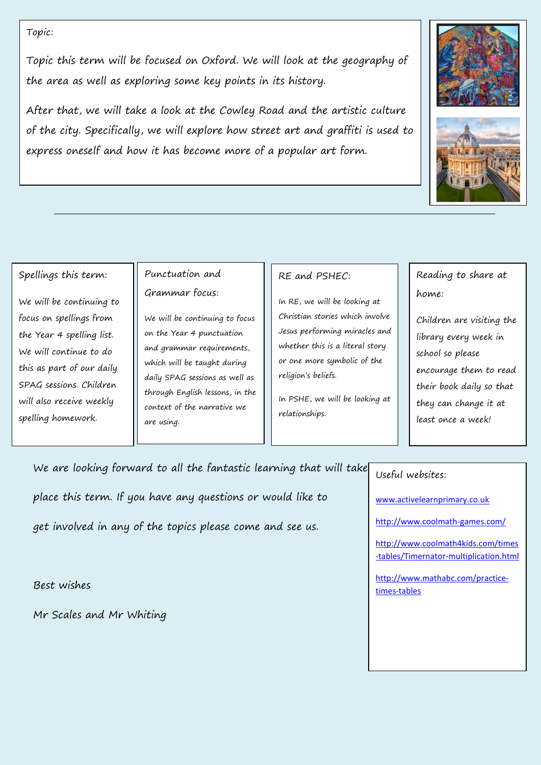## Topic:

Topic this term will be focused on Oxford. We will look at the geography of the area as well as exploring some key points in its history.

After that, we will take a look at the Cowley Road and the artistic culture of the city. Specifically, we will explore how street art and graffiti is used to express oneself and how it has become more of a popular art form.

---

### Spellings this term:

We will be continuing to focus on spellings from the Year 4 spelling list. We will continue to do this as part of our daily SPAG sessions. Children will also receive weekly spelling homework.

### Punctuation and Grammar focus:

We will be continuing to focus on the Year 4 punctuation and grammar requirements, which will be taught during daily SPAG sessions as well as through English lessons, in the context of the narrative we are using.

### RE and PSHEC:

In RE, we will be looking at Christian stories which involve Jesus performing miracles and whether this is a literal story or one more symbolic of the religion's beliefs.

In PSHE, we will be looking at relationships.

### Reading to share at home:

Children are visiting the library every week in school so please encourage them to read their book daily so that they can change it at least once a week!

We are looking forward to all the fantastic learning that will take place this term. If you have any questions or would like to get involved in any of the topics please come and see us.

Best wishes

Mr Scales and Mr Whiting

### Useful websites:

- www.activelearnprimary.co.uk
- http://www.coolmath-games.com/
- http://www.coolmath4kids.com/times-tables/Timernator-multiplication.html
- http://www.mathabc.com/practice-times-tables